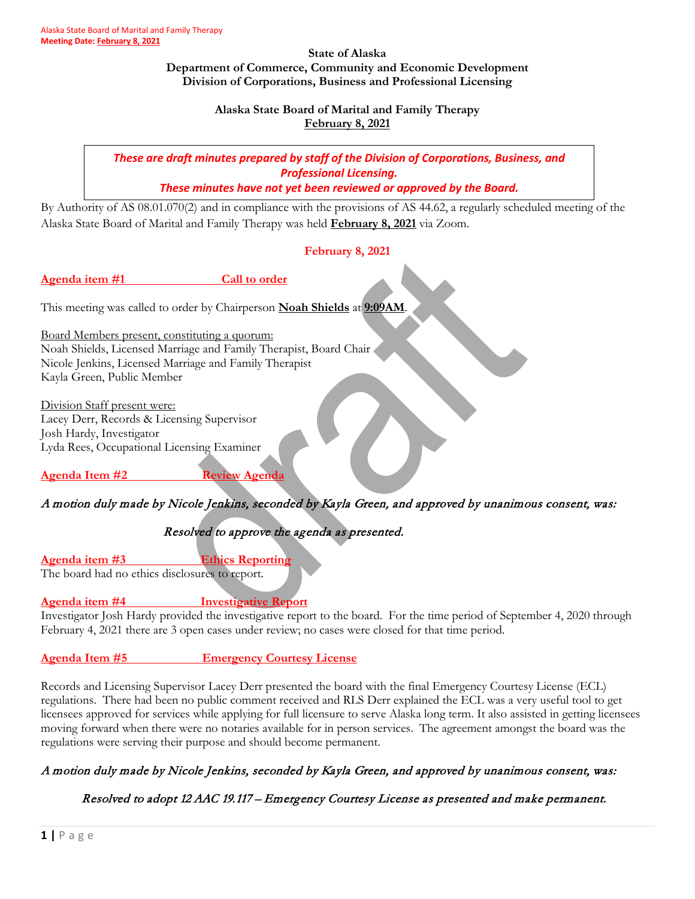State of Alaska
Department of Commerce, Community and Economic Development
Division of Corporations, Business and Professional Licensing

**Alaska State Board of Marital and Family Therapy**
**February 8, 2021**

> ***These are draft minutes prepared by staff of the Division of Corporations, Business, and Professional Licensing.***
> ***These minutes have not yet been reviewed or approved by the Board.***

By Authority of AS 08.01.070(2) and in compliance with the provisions of AS 44.62, a regularly scheduled meeting of the Alaska State Board of Marital and Family Therapy was held **February 8, 2021** via Zoom.

**February 8, 2021**

## Agenda item #1 Call to order

This meeting was called to order by Chairperson **Noah Shields** at **9:09AM**.

Board Members present, constituting a quorum:
Noah Shields, Licensed Marriage and Family Therapist, Board Chair
Nicole Jenkins, Licensed Marriage and Family Therapist
Kayla Green, Public Member

Division Staff present were:
Lacey Derr, Records & Licensing Supervisor
Josh Hardy, Investigator
Lyda Rees, Occupational Licensing Examiner

## Agenda Item #2 Review Agenda

*A motion duly made by Nicole Jenkins, seconded by Kayla Green, and approved by unanimous consent, was:*

*Resolved to approve the agenda as presented.*

## Agenda item #3 Ethics Reporting

The board had no ethics disclosures to report.

## Agenda item #4 Investigative Report

Investigator Josh Hardy provided the investigative report to the board. For the time period of September 4, 2020 through February 4, 2021 there are 3 open cases under review; no cases were closed for that time period.

## Agenda Item #5 Emergency Courtesy License

Records and Licensing Supervisor Lacey Derr presented the board with the final Emergency Courtesy License (ECL) regulations. There had been no public comment received and RLS Derr explained the ECL was a very useful tool to get licensees approved for services while applying for full licensure to serve Alaska long term. It also assisted in getting licensees moving forward when there were no notaries available for in person services. The agreement amongst the board was the regulations were serving their purpose and should become permanent.

*A motion duly made by Nicole Jenkins, seconded by Kayla Green, and approved by unanimous consent, was:*

*Resolved to adopt 12 AAC 19.117 – Emergency Courtesy License as presented and make permanent.*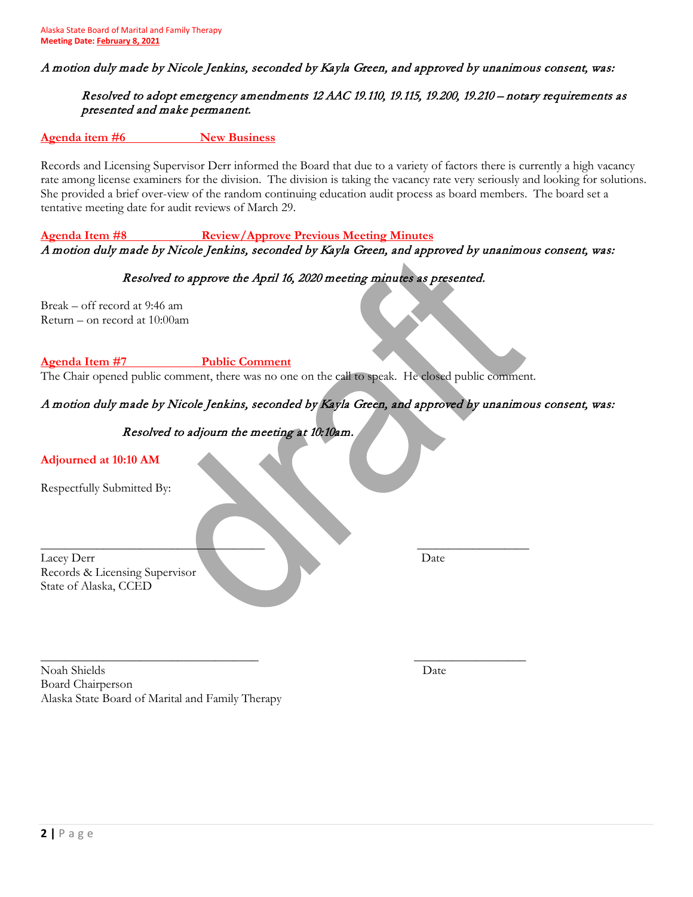*A motion duly made by Nicole Jenkins, seconded by Kayla Green, and approved by unanimous consent, was:*

> *Resolved to adopt emergency amendments 12 AAC 19.110, 19.115, 19.200, 19.210 – notary requirements as presented and make permanent.*

**Agenda item #6 New Business**

Records and Licensing Supervisor Derr informed the Board that due to a variety of factors there is currently a high vacancy rate among license examiners for the division. The division is taking the vacancy rate very seriously and looking for solutions. She provided a brief over-view of the random continuing education audit process as board members. The board set a tentative meeting date for audit reviews of March 29.

**Agenda Item #8 Review/Approve Previous Meeting Minutes**

*A motion duly made by Nicole Jenkins, seconded by Kayla Green, and approved by unanimous consent, was:*

> *Resolved to approve the April 16, 2020 meeting minutes as presented.*

Break – off record at 9:46 am
Return – on record at 10:00am

**Agenda Item #7 Public Comment**

The Chair opened public comment, there was no one on the call to speak. He closed public comment.

*A motion duly made by Nicole Jenkins, seconded by Kayla Green, and approved by unanimous consent, was:*

> *Resolved to adjourn the meeting at 10:10am.*

**Adjourned at 10:10 AM**

Respectfully Submitted By:

\_\_\_\_\_\_\_\_\_\_\_\_\_\_\_\_\_\_\_\_\_\_\_\_\_\_\_\_\_\_\_\_\_\_\_ \_\_\_\_\_\_\_\_\_\_\_\_\_\_\_\_\_\_

Lacey Derr Date
Records & Licensing Supervisor
State of Alaska, CCED

\_\_\_\_\_\_\_\_\_\_\_\_\_\_\_\_\_\_\_\_\_\_\_\_\_\_\_\_\_\_\_\_\_\_\_ \_\_\_\_\_\_\_\_\_\_\_\_\_\_\_\_\_\_

Noah Shields Date
Board Chairperson
Alaska State Board of Marital and Family Therapy